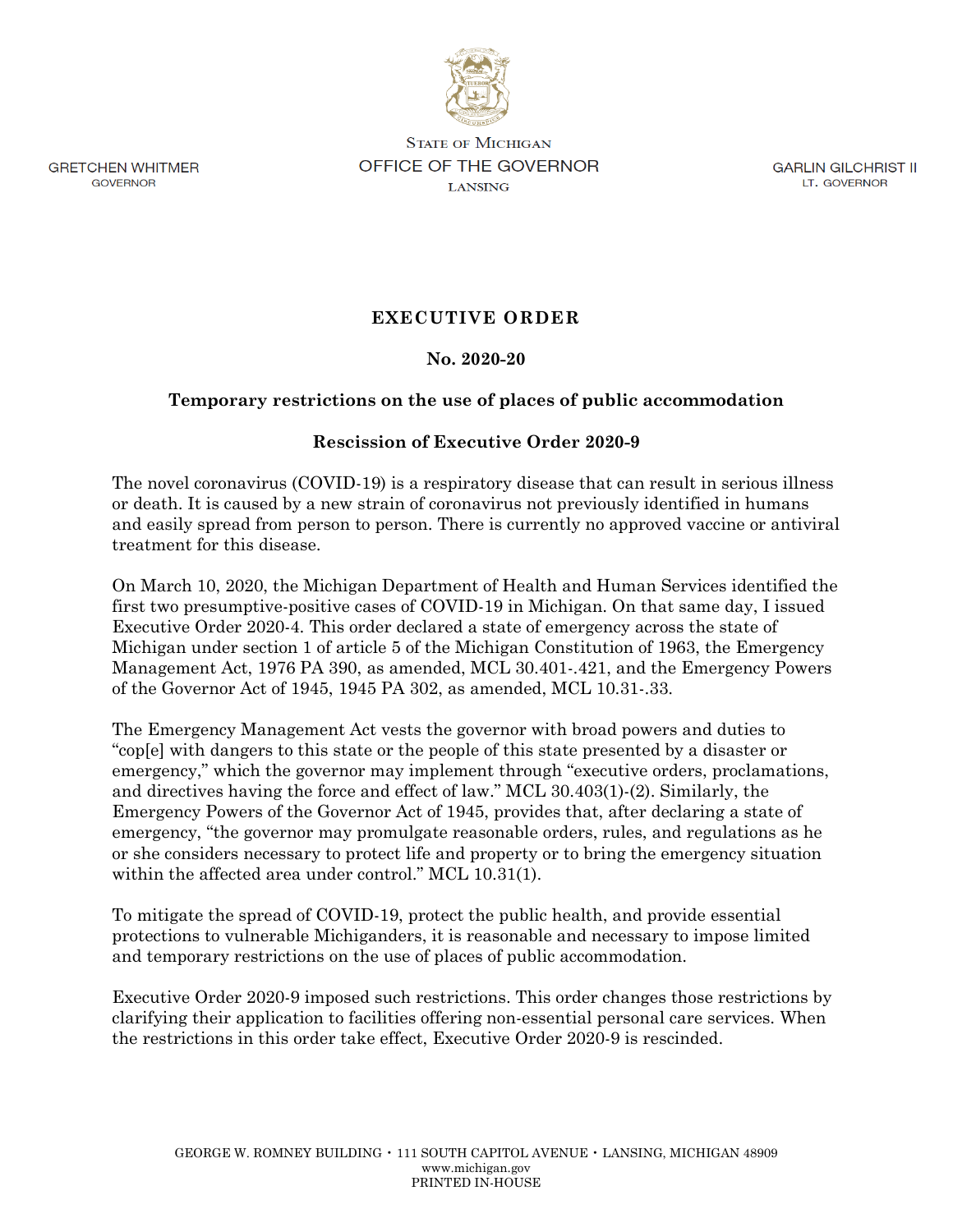GRETCHEN WHITMER
GOVERNOR

STATE OF MICHIGAN
OFFICE OF THE GOVERNOR
LANSING

GARLIN GILCHRIST II
LT. GOVERNOR

# EXECUTIVE ORDER

## No. 2020-20

## Temporary restrictions on the use of places of public accommodation

## Rescission of Executive Order 2020-9

The novel coronavirus (COVID-19) is a respiratory disease that can result in serious illness or death. It is caused by a new strain of coronavirus not previously identified in humans and easily spread from person to person. There is currently no approved vaccine or antiviral treatment for this disease.

On March 10, 2020, the Michigan Department of Health and Human Services identified the first two presumptive-positive cases of COVID-19 in Michigan. On that same day, I issued Executive Order 2020-4. This order declared a state of emergency across the state of Michigan under section 1 of article 5 of the Michigan Constitution of 1963, the Emergency Management Act, 1976 PA 390, as amended, MCL 30.401-.421, and the Emergency Powers of the Governor Act of 1945, 1945 PA 302, as amended, MCL 10.31-.33.

The Emergency Management Act vests the governor with broad powers and duties to "cop[e] with dangers to this state or the people of this state presented by a disaster or emergency," which the governor may implement through "executive orders, proclamations, and directives having the force and effect of law." MCL 30.403(1)-(2). Similarly, the Emergency Powers of the Governor Act of 1945, provides that, after declaring a state of emergency, "the governor may promulgate reasonable orders, rules, and regulations as he or she considers necessary to protect life and property or to bring the emergency situation within the affected area under control." MCL 10.31(1).

To mitigate the spread of COVID-19, protect the public health, and provide essential protections to vulnerable Michiganders, it is reasonable and necessary to impose limited and temporary restrictions on the use of places of public accommodation.

Executive Order 2020-9 imposed such restrictions. This order changes those restrictions by clarifying their application to facilities offering non-essential personal care services. When the restrictions in this order take effect, Executive Order 2020-9 is rescinded.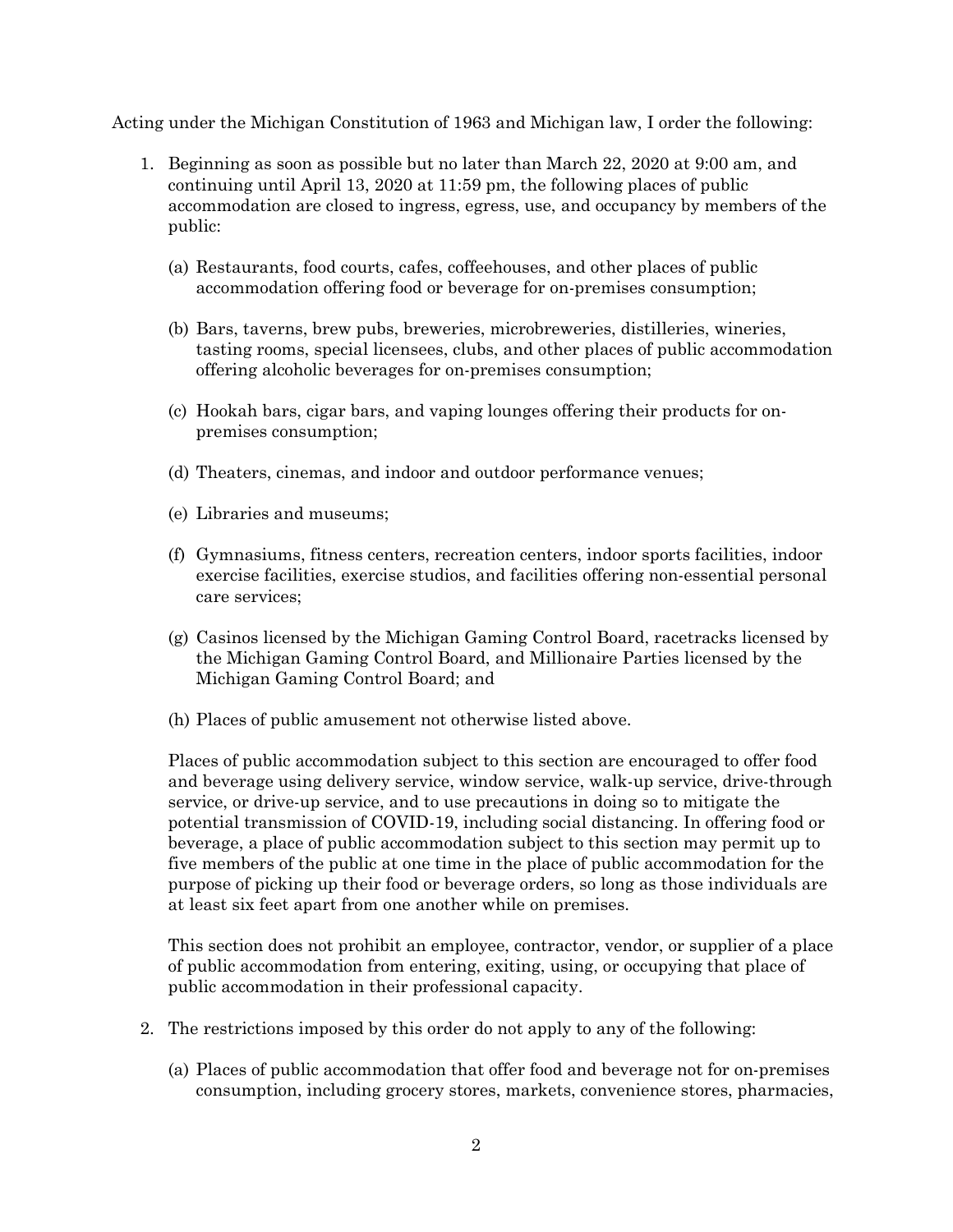Acting under the Michigan Constitution of 1963 and Michigan law, I order the following:

1. Beginning as soon as possible but no later than March 22, 2020 at 9:00 am, and continuing until April 13, 2020 at 11:59 pm, the following places of public accommodation are closed to ingress, egress, use, and occupancy by members of the public:

   (a) Restaurants, food courts, cafes, coffeehouses, and other places of public accommodation offering food or beverage for on-premises consumption;

   (b) Bars, taverns, brew pubs, breweries, microbreweries, distilleries, wineries, tasting rooms, special licensees, clubs, and other places of public accommodation offering alcoholic beverages for on-premises consumption;

   (c) Hookah bars, cigar bars, and vaping lounges offering their products for on-premises consumption;

   (d) Theaters, cinemas, and indoor and outdoor performance venues;

   (e) Libraries and museums;

   (f) Gymnasiums, fitness centers, recreation centers, indoor sports facilities, indoor exercise facilities, exercise studios, and facilities offering non-essential personal care services;

   (g) Casinos licensed by the Michigan Gaming Control Board, racetracks licensed by the Michigan Gaming Control Board, and Millionaire Parties licensed by the Michigan Gaming Control Board; and

   (h) Places of public amusement not otherwise listed above.

   Places of public accommodation subject to this section are encouraged to offer food and beverage using delivery service, window service, walk-up service, drive-through service, or drive-up service, and to use precautions in doing so to mitigate the potential transmission of COVID-19, including social distancing. In offering food or beverage, a place of public accommodation subject to this section may permit up to five members of the public at one time in the place of public accommodation for the purpose of picking up their food or beverage orders, so long as those individuals are at least six feet apart from one another while on premises.

   This section does not prohibit an employee, contractor, vendor, or supplier of a place of public accommodation from entering, exiting, using, or occupying that place of public accommodation in their professional capacity.

2. The restrictions imposed by this order do not apply to any of the following:

   (a) Places of public accommodation that offer food and beverage not for on-premises consumption, including grocery stores, markets, convenience stores, pharmacies,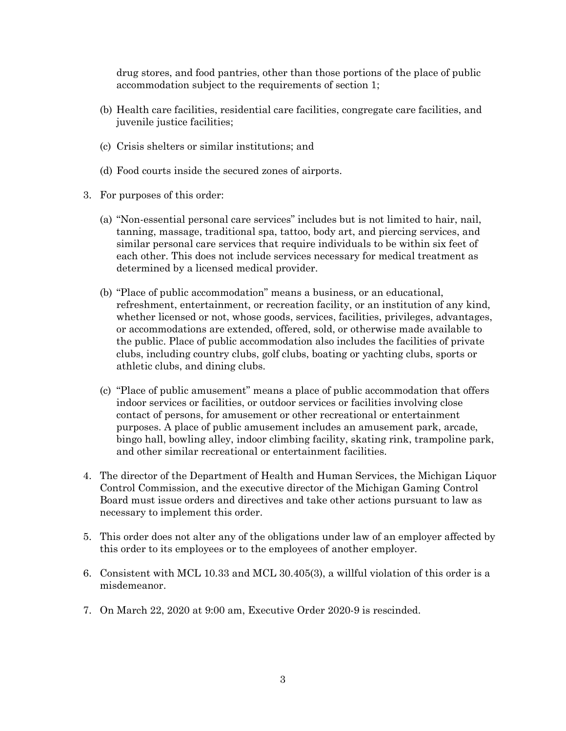drug stores, and food pantries, other than those portions of the place of public accommodation subject to the requirements of section 1;

(b) Health care facilities, residential care facilities, congregate care facilities, and juvenile justice facilities;

(c) Crisis shelters or similar institutions; and

(d) Food courts inside the secured zones of airports.

3. For purposes of this order:

   (a) "Non-essential personal care services" includes but is not limited to hair, nail, tanning, massage, traditional spa, tattoo, body art, and piercing services, and similar personal care services that require individuals to be within six feet of each other. This does not include services necessary for medical treatment as determined by a licensed medical provider.

   (b) "Place of public accommodation" means a business, or an educational, refreshment, entertainment, or recreation facility, or an institution of any kind, whether licensed or not, whose goods, services, facilities, privileges, advantages, or accommodations are extended, offered, sold, or otherwise made available to the public. Place of public accommodation also includes the facilities of private clubs, including country clubs, golf clubs, boating or yachting clubs, sports or athletic clubs, and dining clubs.

   (c) "Place of public amusement" means a place of public accommodation that offers indoor services or facilities, or outdoor services or facilities involving close contact of persons, for amusement or other recreational or entertainment purposes. A place of public amusement includes an amusement park, arcade, bingo hall, bowling alley, indoor climbing facility, skating rink, trampoline park, and other similar recreational or entertainment facilities.

4. The director of the Department of Health and Human Services, the Michigan Liquor Control Commission, and the executive director of the Michigan Gaming Control Board must issue orders and directives and take other actions pursuant to law as necessary to implement this order.

5. This order does not alter any of the obligations under law of an employer affected by this order to its employees or to the employees of another employer.

6. Consistent with MCL 10.33 and MCL 30.405(3), a willful violation of this order is a misdemeanor.

7. On March 22, 2020 at 9:00 am, Executive Order 2020-9 is rescinded.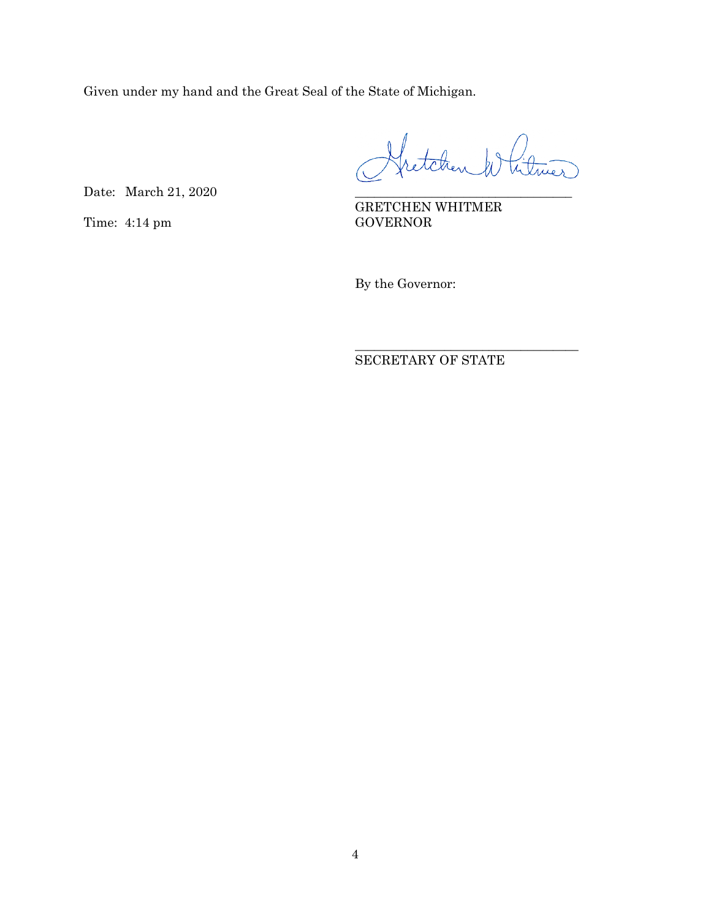Given under my hand and the Great Seal of the State of Michigan.

Date: March 21, 2020

Time: 4:14 pm

\_\_\_\_\_\_\_\_\_\_\_\_\_\_\_\_\_\_\_\_\_\_\_\_\_\_\_\_\_\_\_\_\_\_

GRETCHEN WHITMER
GOVERNOR

By the Governor:

\_\_\_\_\_\_\_\_\_\_\_\_\_\_\_\_\_\_\_\_\_\_\_\_\_\_\_\_\_\_\_\_\_\_

SECRETARY OF STATE